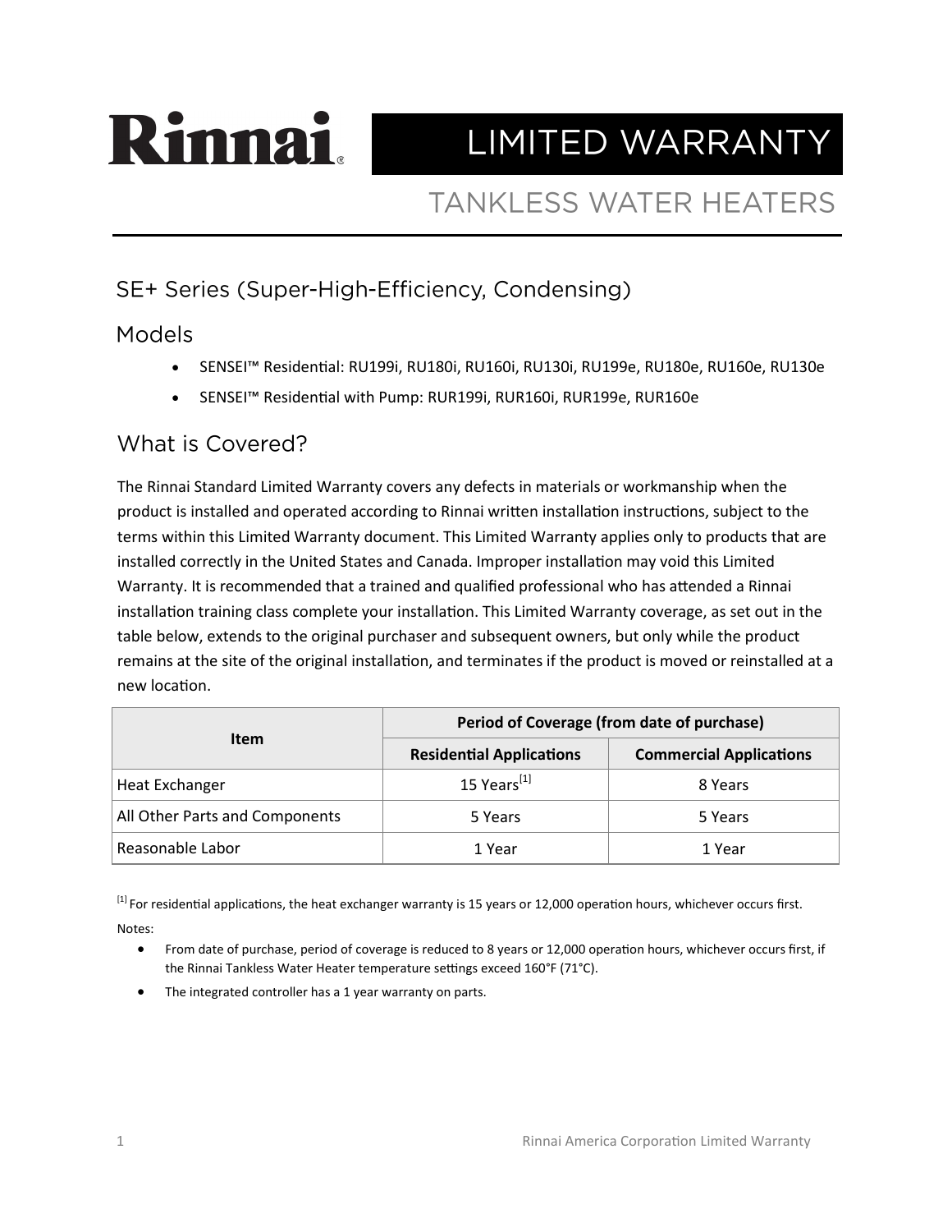# Rinnai

# LIMITED WARRANTY

## TANKLESS WATER HEATERS

### SE+ Series (Super-High-Efficiency, Condensing)

### Models

- SENSEI™ Residential: RU199i, RU180i, RU160i, RU130i, RU199e, RU180e, RU160e, RU130e
- SENSEI™ Residential with Pump: RUR199i, RUR160i, RUR199e, RUR160e

### What is Covered?

The Rinnai Standard Limited Warranty covers any defects in materials or workmanship when the product is installed and operated according to Rinnai written installation instructions, subject to the terms within this Limited Warranty document. This Limited Warranty applies only to products that are installed correctly in the United States and Canada. Improper installation may void this Limited Warranty. It is recommended that a trained and qualified professional who has attended a Rinnai installation training class complete your installation. This Limited Warranty coverage, as set out in the table below, extends to the original purchaser and subsequent owners, but only while the product remains at the site of the original installation, and terminates if the product is moved or reinstalled at a new location.

| Item | Period of Coverage (from date of purchase) | |
|---|---|---|
| | **Residential Applications** | **Commercial Applications** |
| Heat Exchanger | 15 Years[1] | 8 Years |
| All Other Parts and Components | 5 Years | 5 Years |
| Reasonable Labor | 1 Year | 1 Year |

[1] For residential applications, the heat exchanger warranty is 15 years or 12,000 operation hours, whichever occurs first.

Notes:

- From date of purchase, period of coverage is reduced to 8 years or 12,000 operation hours, whichever occurs first, if the Rinnai Tankless Water Heater temperature settings exceed 160°F (71°C).
- The integrated controller has a 1 year warranty on parts.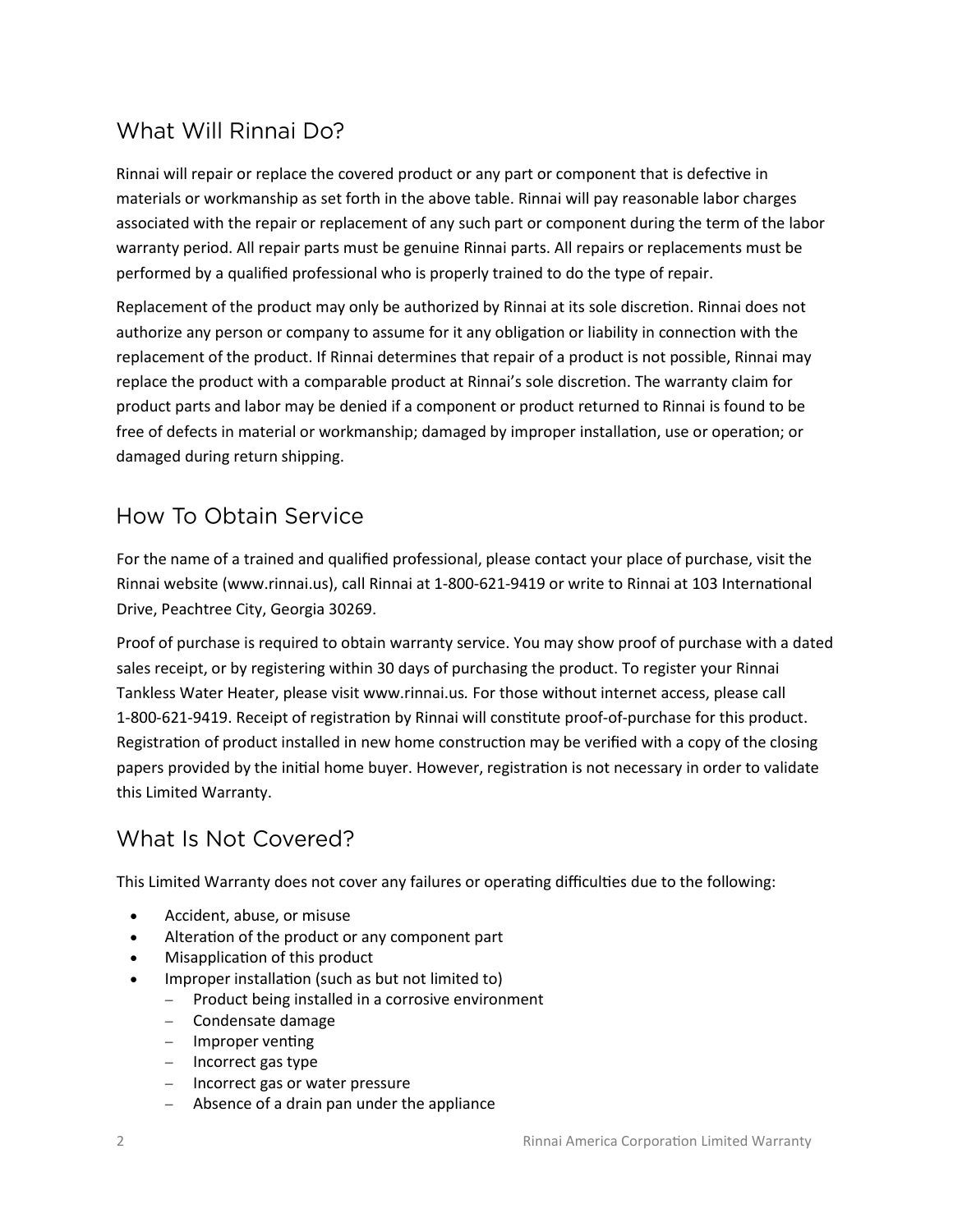## What Will Rinnai Do?

Rinnai will repair or replace the covered product or any part or component that is defective in materials or workmanship as set forth in the above table. Rinnai will pay reasonable labor charges associated with the repair or replacement of any such part or component during the term of the labor warranty period. All repair parts must be genuine Rinnai parts. All repairs or replacements must be performed by a qualified professional who is properly trained to do the type of repair.

Replacement of the product may only be authorized by Rinnai at its sole discretion. Rinnai does not authorize any person or company to assume for it any obligation or liability in connection with the replacement of the product. If Rinnai determines that repair of a product is not possible, Rinnai may replace the product with a comparable product at Rinnai's sole discretion. The warranty claim for product parts and labor may be denied if a component or product returned to Rinnai is found to be free of defects in material or workmanship; damaged by improper installation, use or operation; or damaged during return shipping.

## How To Obtain Service

For the name of a trained and qualified professional, please contact your place of purchase, visit the Rinnai website (www.rinnai.us), call Rinnai at 1-800-621-9419 or write to Rinnai at 103 International Drive, Peachtree City, Georgia 30269.

Proof of purchase is required to obtain warranty service. You may show proof of purchase with a dated sales receipt, or by registering within 30 days of purchasing the product. To register your Rinnai Tankless Water Heater, please visit www.rinnai.us*.* For those without internet access, please call 1-800-621-9419. Receipt of registration by Rinnai will constitute proof-of-purchase for this product. Registration of product installed in new home construction may be verified with a copy of the closing papers provided by the initial home buyer. However, registration is not necessary in order to validate this Limited Warranty.

## What Is Not Covered?

This Limited Warranty does not cover any failures or operating difficulties due to the following:

- Accident, abuse, or misuse
- Alteration of the product or any component part
- Misapplication of this product
- Improper installation (such as but not limited to)
  - Product being installed in a corrosive environment
  - Condensate damage
  - Improper venting
  - Incorrect gas type
  - Incorrect gas or water pressure
  - Absence of a drain pan under the appliance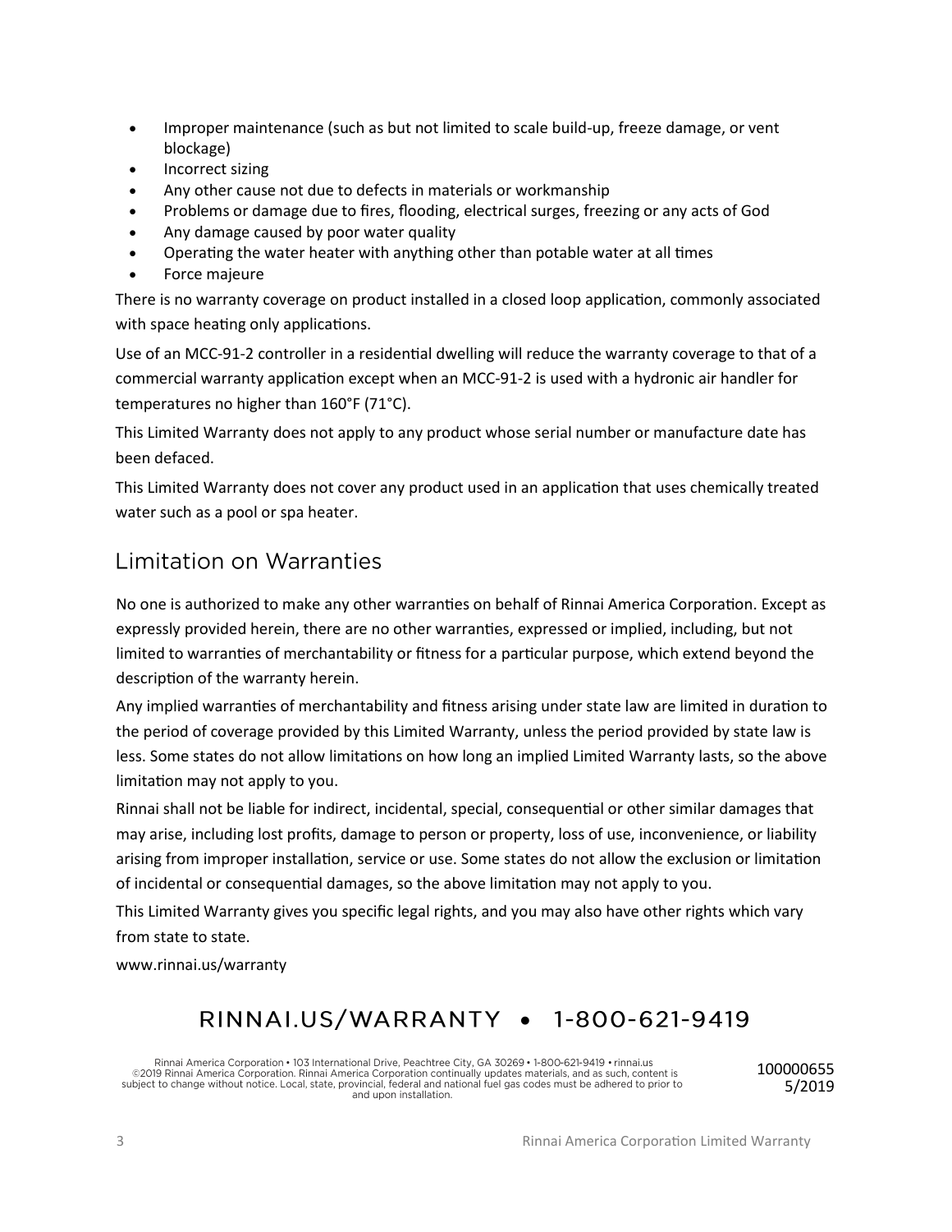- Improper maintenance (such as but not limited to scale build-up, freeze damage, or vent blockage)
- Incorrect sizing
- Any other cause not due to defects in materials or workmanship
- Problems or damage due to fires, flooding, electrical surges, freezing or any acts of God
- Any damage caused by poor water quality
- Operating the water heater with anything other than potable water at all times
- Force majeure

There is no warranty coverage on product installed in a closed loop application, commonly associated with space heating only applications.

Use of an MCC-91-2 controller in a residential dwelling will reduce the warranty coverage to that of a commercial warranty application except when an MCC-91-2 is used with a hydronic air handler for temperatures no higher than 160°F (71°C).

This Limited Warranty does not apply to any product whose serial number or manufacture date has been defaced.

This Limited Warranty does not cover any product used in an application that uses chemically treated water such as a pool or spa heater.

## Limitation on Warranties

No one is authorized to make any other warranties on behalf of Rinnai America Corporation. Except as expressly provided herein, there are no other warranties, expressed or implied, including, but not limited to warranties of merchantability or fitness for a particular purpose, which extend beyond the description of the warranty herein.

Any implied warranties of merchantability and fitness arising under state law are limited in duration to the period of coverage provided by this Limited Warranty, unless the period provided by state law is less. Some states do not allow limitations on how long an implied Limited Warranty lasts, so the above limitation may not apply to you.

Rinnai shall not be liable for indirect, incidental, special, consequential or other similar damages that may arise, including lost profits, damage to person or property, loss of use, inconvenience, or liability arising from improper installation, service or use. Some states do not allow the exclusion or limitation of incidental or consequential damages, so the above limitation may not apply to you.

This Limited Warranty gives you specific legal rights, and you may also have other rights which vary from state to state.

www.rinnai.us/warranty

RINNAI.US/WARRANTY • 1-800-621-9419

Rinnai America Corporation • 103 International Drive, Peachtree City, GA 30269 • 1-800-621-9419 • rinnai.us
©2019 Rinnai America Corporation. Rinnai America Corporation continually updates materials, and as such, content is subject to change without notice. Local, state, provincial, federal and national fuel gas codes must be adhered to prior to and upon installation.

100000655
5/2019